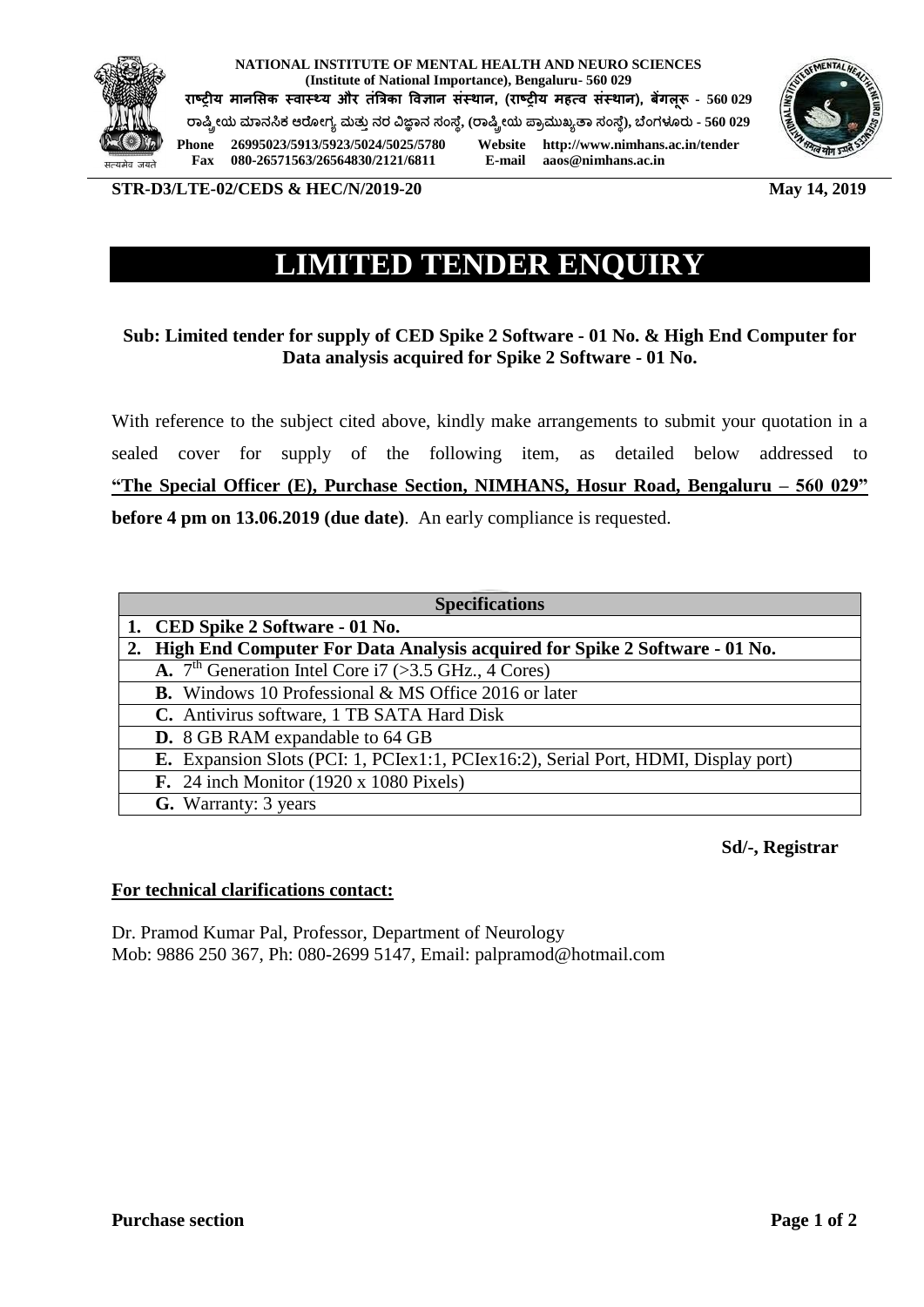**NATIONAL INSTITUTE OF MENTAL HEALTH AND NEURO SCIENCES**
**(Institute of National Importance), Bengaluru- 560 029**
**राष्ट्रीय मानसिक स्वास्थ्य और तंत्रिका विज्ञान संस्थान, (राष्ट्रीय महत्व संस्थान), बेंगलूरू - 560 029**
**ರಾಷ್ಟ್ರೀಯ ಮಾನಸಿಕ ಆರೋಗ್ಯ ಮತ್ತು ನರ ವಿಜ್ಞಾನ ಸಂಸ್ಥೆ, (ರಾಷ್ಟ್ರೀಯ ಪ್ರಾಮುಖ್ಯತಾ ಸಂಸ್ಥೆ), ಬೆಂಗಳೂರು - 560 029**
**Phone** 26995023/5913/5923/5024/5025/5780 **Website** http://www.nimhans.ac.in/tender
**Fax** 080-26571563/26564830/2121/6811 **E-mail** aaos@nimhans.ac.in

सत्यमेव जयते

**STR-D3/LTE-02/CEDS & HEC/N/2019-20** **May 14, 2019**

# LIMITED TENDER ENQUIRY

**Sub: Limited tender for supply of CED Spike 2 Software - 01 No. & High End Computer for Data analysis acquired for Spike 2 Software - 01 No.**

With reference to the subject cited above, kindly make arrangements to submit your quotation in a sealed cover for supply of the following item, as detailed below addressed to **<u>"The Special Officer (E), Purchase Section, NIMHANS, Hosur Road, Bengaluru – 560 029"</u> before 4 pm on 13.06.2019 (due date)**. An early compliance is requested.

| Specifications |
|---|
| **1. CED Spike 2 Software - 01 No.** |
| **2. High End Computer For Data Analysis acquired for Spike 2 Software - 01 No.** |
| **A.** 7th Generation Intel Core i7 (>3.5 GHz., 4 Cores) |
| **B.** Windows 10 Professional & MS Office 2016 or later |
| **C.** Antivirus software, 1 TB SATA Hard Disk |
| **D.** 8 GB RAM expandable to 64 GB |
| **E.** Expansion Slots (PCI: 1, PCIex1:1, PCIex16:2), Serial Port, HDMI, Display port) |
| **F.** 24 inch Monitor (1920 x 1080 Pixels) |
| **G.** Warranty: 3 years |

**Sd/-, Registrar**

**<u>For technical clarifications contact:</u>**

Dr. Pramod Kumar Pal, Professor, Department of Neurology
Mob: 9886 250 367, Ph: 080-2699 5147, Email: palpramod@hotmail.com

**Purchase section**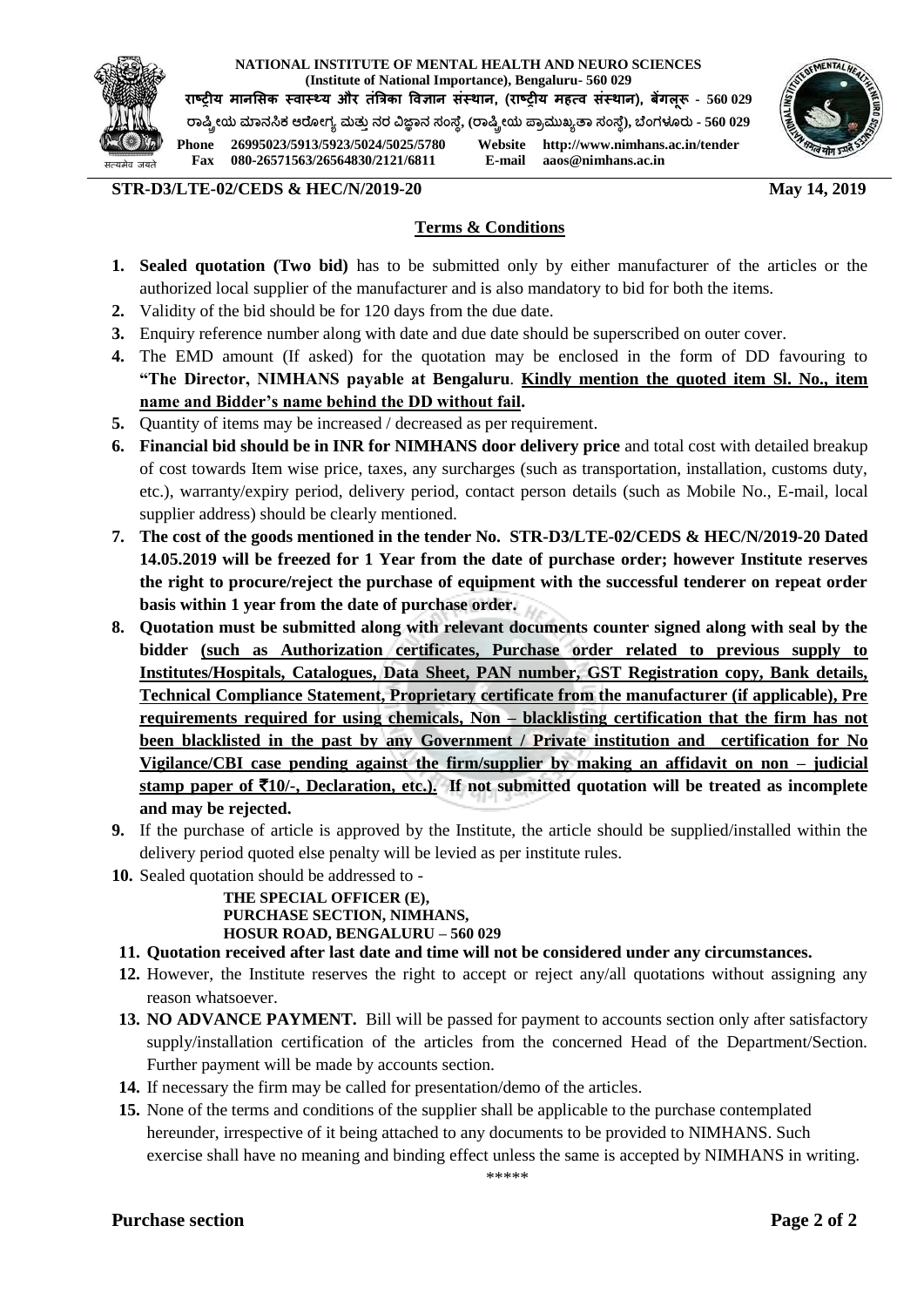**NATIONAL INSTITUTE OF MENTAL HEALTH AND NEURO SCIENCES**
**(Institute of National Importance), Bengaluru- 560 029**
**राष्ट्रीय मानसिक स्वास्थ्य और तंत्रिका विज्ञान संस्थान, (राष्ट्रीय महत्व संस्थान), बेंगलूरु - 560 029**
**ರಾಷ್ಟ್ರೀಯ ಮಾನಸಿಕ ಆರೋಗ್ಯ ಮತ್ತು ನರ ವಿಜ್ಞಾನ ಸಂಸ್ಥೆ, (ರಾಷ್ಟ್ರೀಯ ಪ್ರಾಮುಖ್ಯತಾ ಸಂಸ್ಥೆ), ಬೆಂಗಳೂರು - 560 029**
**Phone** 26995023/5913/5923/5024/5025/5780 **Website** http://www.nimhans.ac.in/tender
**Fax** 080-26571563/26564830/2121/6811 **E-mail** aaos@nimhans.ac.in

**STR-D3/LTE-02/CEDS & HEC/N/2019-20** **May 14, 2019**

## Terms & Conditions

1. **Sealed quotation (Two bid)** has to be submitted only by either manufacturer of the articles or the authorized local supplier of the manufacturer and is also mandatory to bid for both the items.
2. Validity of the bid should be for 120 days from the due date.
3. Enquiry reference number along with date and due date should be superscribed on outer cover.
4. The EMD amount (If asked) for the quotation may be enclosed in the form of DD favouring to **"The Director, NIMHANS payable at Bengaluru**. **Kindly mention the quoted item Sl. No., item name and Bidder's name behind the DD without fail.**
5. Quantity of items may be increased / decreased as per requirement.
6. **Financial bid should be in INR for NIMHANS door delivery price** and total cost with detailed breakup of cost towards Item wise price, taxes, any surcharges (such as transportation, installation, customs duty, etc.), warranty/expiry period, delivery period, contact person details (such as Mobile No., E-mail, local supplier address) should be clearly mentioned.
7. **The cost of the goods mentioned in the tender No. STR-D3/LTE-02/CEDS & HEC/N/2019-20 Dated 14.05.2019 will be freezed for 1 Year from the date of purchase order; however Institute reserves the right to procure/reject the purchase of equipment with the successful tenderer on repeat order basis within 1 year from the date of purchase order.**
8. **Quotation must be submitted along with relevant documents counter signed along with seal by the bidder (such as Authorization certificates, Purchase order related to previous supply to Institutes/Hospitals, Catalogues, Data Sheet, PAN number, GST Registration copy, Bank details, Technical Compliance Statement, Proprietary certificate from the manufacturer (if applicable), Pre requirements required for using chemicals, Non – blacklisting certification that the firm has not been blacklisted in the past by any Government / Private institution and certification for No Vigilance/CBI case pending against the firm/supplier by making an affidavit on non – judicial stamp paper of ₹10/-, Declaration, etc.). If not submitted quotation will be treated as incomplete and may be rejected.**
9. If the purchase of article is approved by the Institute, the article should be supplied/installed within the delivery period quoted else penalty will be levied as per institute rules.
10. Sealed quotation should be addressed to -

    **THE SPECIAL OFFICER (E),**
    **PURCHASE SECTION, NIMHANS,**
    **HOSUR ROAD, BENGALURU – 560 029**

11. **Quotation received after last date and time will not be considered under any circumstances.**
12. However, the Institute reserves the right to accept or reject any/all quotations without assigning any reason whatsoever.
13. **NO ADVANCE PAYMENT.** Bill will be passed for payment to accounts section only after satisfactory supply/installation certification of the articles from the concerned Head of the Department/Section. Further payment will be made by accounts section.
14. If necessary the firm may be called for presentation/demo of the articles.
15. None of the terms and conditions of the supplier shall be applicable to the purchase contemplated hereunder, irrespective of it being attached to any documents to be provided to NIMHANS. Such exercise shall have no meaning and binding effect unless the same is accepted by NIMHANS in writing.

\*\*\*\*\*

**Purchase section**